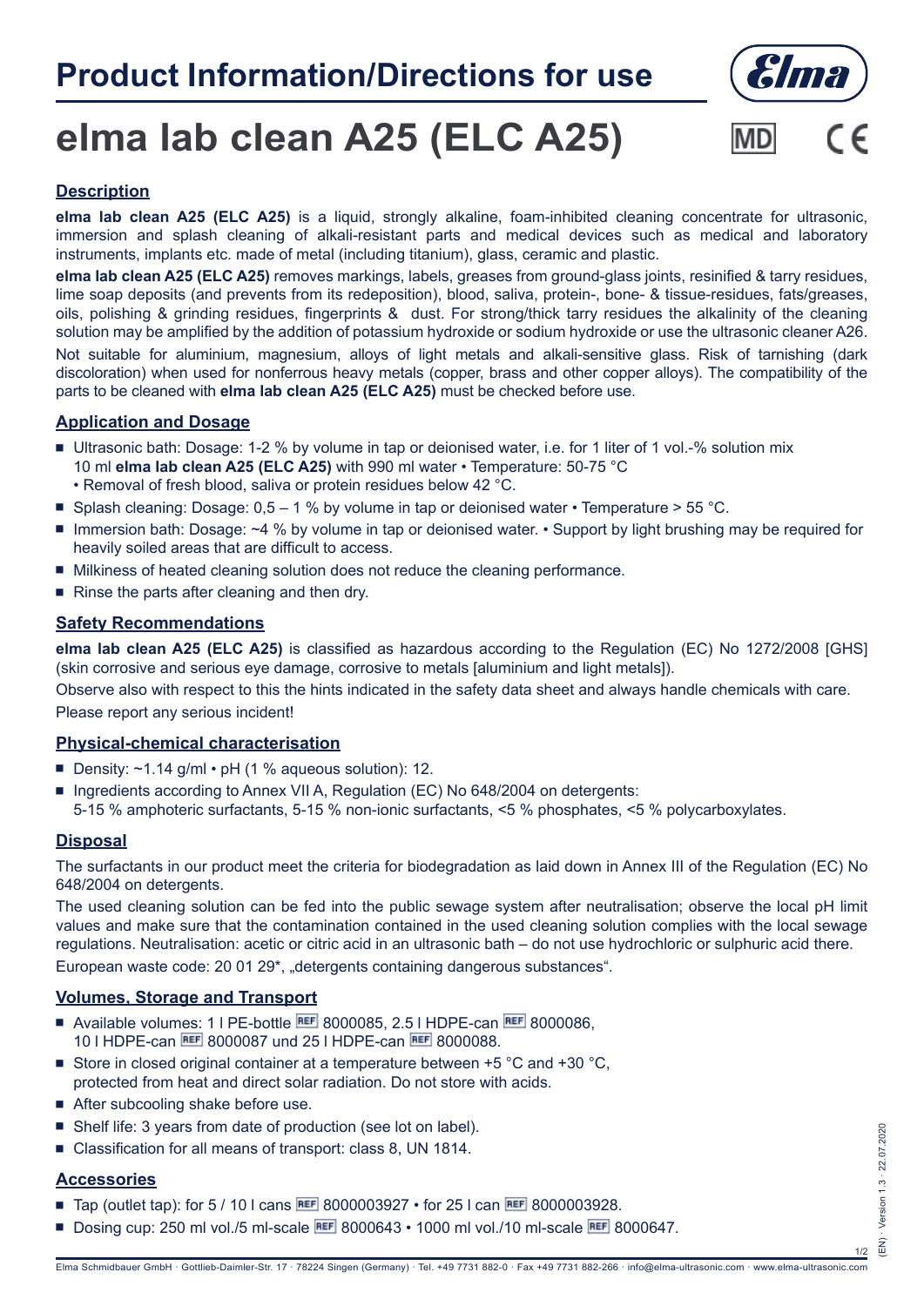# Product Information/Directions for use

# elma lab clean A25 (ELC A25)

MD CE

## Description

**elma lab clean A25 (ELC A25)** is a liquid, strongly alkaline, foam-inhibited cleaning concentrate for ultrasonic, immersion and splash cleaning of alkali-resistant parts and medical devices such as medical and laboratory instruments, implants etc. made of metal (including titanium), glass, ceramic and plastic.

**elma lab clean A25 (ELC A25)** removes markings, labels, greases from ground-glass joints, resinified & tarry residues, lime soap deposits (and prevents from its redeposition), blood, saliva, protein-, bone- & tissue-residues, fats/greases, oils, polishing & grinding residues, fingerprints & dust. For strong/thick tarry residues the alkalinity of the cleaning solution may be amplified by the addition of potassium hydroxide or sodium hydroxide or use the ultrasonic cleaner A26.

Not suitable for aluminium, magnesium, alloys of light metals and alkali-sensitive glass. Risk of tarnishing (dark discoloration) when used for nonferrous heavy metals (copper, brass and other copper alloys). The compatibility of the parts to be cleaned with **elma lab clean A25 (ELC A25)** must be checked before use.

## Application and Dosage

- Ultrasonic bath: Dosage: 1-2 % by volume in tap or deionised water, i.e. for 1 liter of 1 vol.-% solution mix 10 ml **elma lab clean A25 (ELC A25)** with 990 ml water • Temperature: 50-75 °C
  • Removal of fresh blood, saliva or protein residues below 42 °C.
- Splash cleaning: Dosage: 0,5 – 1 % by volume in tap or deionised water • Temperature > 55 °C.
- Immersion bath: Dosage: ~4 % by volume in tap or deionised water. • Support by light brushing may be required for heavily soiled areas that are difficult to access.
- Milkiness of heated cleaning solution does not reduce the cleaning performance.
- Rinse the parts after cleaning and then dry.

## Safety Recommendations

**elma lab clean A25 (ELC A25)** is classified as hazardous according to the Regulation (EC) No 1272/2008 [GHS] (skin corrosive and serious eye damage, corrosive to metals [aluminium and light metals]).

Observe also with respect to this the hints indicated in the safety data sheet and always handle chemicals with care.

Please report any serious incident!

## Physical-chemical characterisation

- Density: ~1.14 g/ml • pH (1 % aqueous solution): 12.
- Ingredients according to Annex VII A, Regulation (EC) No 648/2004 on detergents:
  5-15 % amphoteric surfactants, 5-15 % non-ionic surfactants, <5 % phosphates, <5 % polycarboxylates.

## Disposal

The surfactants in our product meet the criteria for biodegradation as laid down in Annex III of the Regulation (EC) No 648/2004 on detergents.

The used cleaning solution can be fed into the public sewage system after neutralisation; observe the local pH limit values and make sure that the contamination contained in the used cleaning solution complies with the local sewage regulations. Neutralisation: acetic or citric acid in an ultrasonic bath – do not use hydrochloric or sulphuric acid there.

European waste code: 20 01 29*, „detergents containing dangerous substances".

## Volumes, Storage and Transport

- Available volumes: 1 l PE-bottle REF 8000085, 2.5 l HDPE-can REF 8000086, 10 l HDPE-can REF 8000087 und 25 l HDPE-can REF 8000088.
- Store in closed original container at a temperature between +5 °C and +30 °C, protected from heat and direct solar radiation. Do not store with acids.
- After subcooling shake before use.
- Shelf life: 3 years from date of production (see lot on label).
- Classification for all means of transport: class 8, UN 1814.

## Accessories

- Tap (outlet tap): for 5 / 10 l cans REF 8000003927 • for 25 l can REF 8000003928.
- Dosing cup: 250 ml vol./5 ml-scale REF 8000643 • 1000 ml vol./10 ml-scale REF 8000647.

(EN) · Version 1.3 · 22.07.2020

Elma Schmidbauer GmbH · Gottlieb-Daimler-Str. 17 · 78224 Singen (Germany) · Tel. +49 7731 882-0 · Fax +49 7731 882-266 · info@elma-ultrasonic.com · www.elma-ultrasonic.com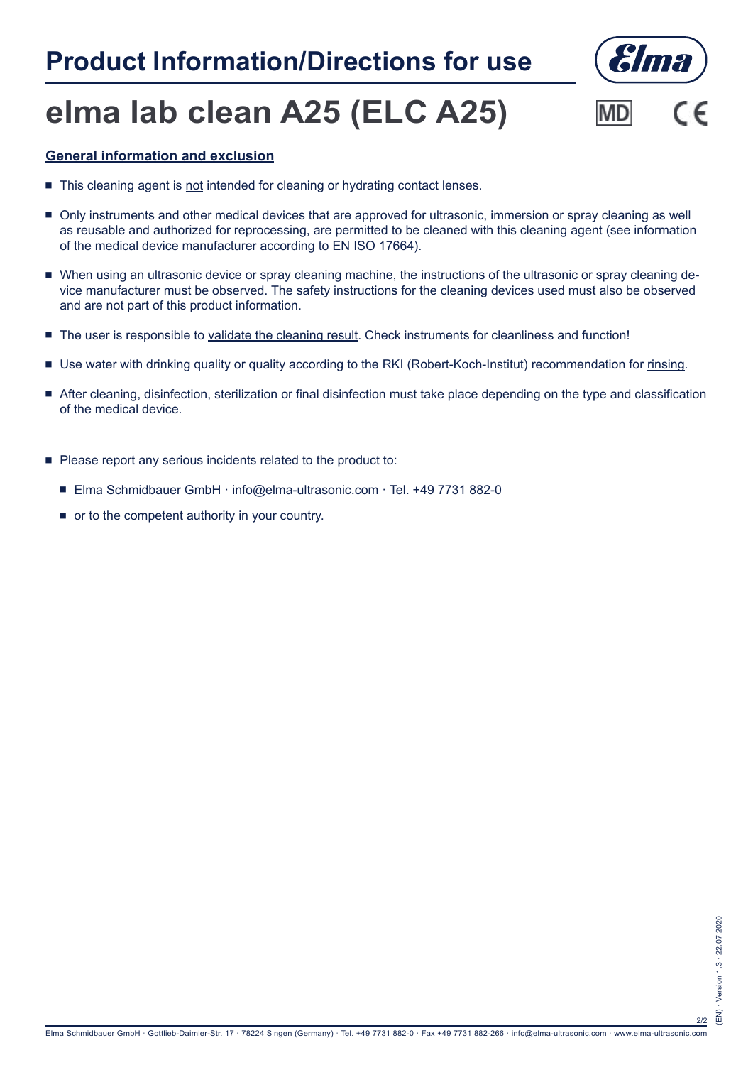# Product Information/Directions for use

# elma lab clean A25 (ELC A25)

MD CE

## General information and exclusion

- This cleaning agent is not intended for cleaning or hydrating contact lenses.
- Only instruments and other medical devices that are approved for ultrasonic, immersion or spray cleaning as well as reusable and authorized for reprocessing, are permitted to be cleaned with this cleaning agent (see information of the medical device manufacturer according to EN ISO 17664).
- When using an ultrasonic device or spray cleaning machine, the instructions of the ultrasonic or spray cleaning device manufacturer must be observed. The safety instructions for the cleaning devices used must also be observed and are not part of this product information.
- The user is responsible to validate the cleaning result. Check instruments for cleanliness and function!
- Use water with drinking quality or quality according to the RKI (Robert-Koch-Institut) recommendation for rinsing.
- After cleaning, disinfection, sterilization or final disinfection must take place depending on the type and classification of the medical device.

- Please report any serious incidents related to the product to:
  - Elma Schmidbauer GmbH · info@elma-ultrasonic.com · Tel. +49 7731 882-0
  - or to the competent authority in your country.

(EN) · Version 1.3 · 22.07.2020

Elma Schmidbauer GmbH · Gottlieb-Daimler-Str. 17 · 78224 Singen (Germany) · Tel. +49 7731 882-0 · Fax +49 7731 882-266 · info@elma-ultrasonic.com · www.elma-ultrasonic.com